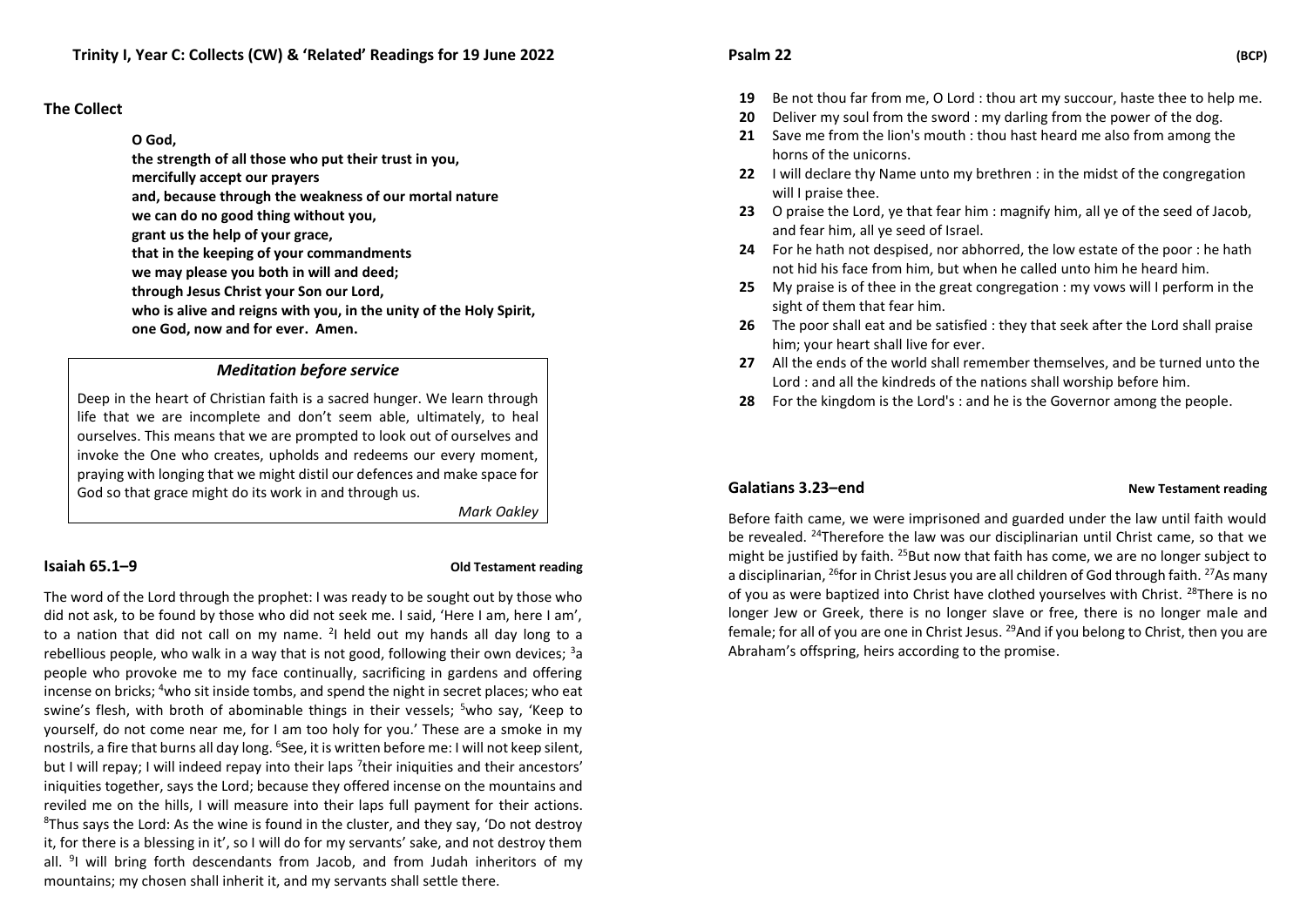## Trinity I, Year C: Collects (CW) & 'Related' Readings for 19 June 2022

### The Collect

**O God,**
**the strength of all those who put their trust in you,**
**mercifully accept our prayers**
**and, because through the weakness of our mortal nature**
**we can do no good thing without you,**
**grant us the help of your grace,**
**that in the keeping of your commandments**
**we may please you both in will and deed;**
**through Jesus Christ your Son our Lord,**
**who is alive and reigns with you, in the unity of the Holy Spirit,**
**one God, now and for ever. Amen.**

> ***Meditation before service***
>
> Deep in the heart of Christian faith is a sacred hunger. We learn through life that we are incomplete and don't seem able, ultimately, to heal ourselves. This means that we are prompted to look out of ourselves and invoke the One who creates, upholds and redeems our every moment, praying with longing that we might distil our defences and make space for God so that grace might do its work in and through us.
>
> *Mark Oakley*

### Isaiah 65.1–9 — **Old Testament reading**

The word of the Lord through the prophet: I was ready to be sought out by those who did not ask, to be found by those who did not seek me. I said, 'Here I am, here I am', to a nation that did not call on my name. [2]I held out my hands all day long to a rebellious people, who walk in a way that is not good, following their own devices; [3]a people who provoke me to my face continually, sacrificing in gardens and offering incense on bricks; [4]who sit inside tombs, and spend the night in secret places; who eat swine's flesh, with broth of abominable things in their vessels; [5]who say, 'Keep to yourself, do not come near me, for I am too holy for you.' These are a smoke in my nostrils, a fire that burns all day long. [6]See, it is written before me: I will not keep silent, but I will repay; I will indeed repay into their laps [7]their iniquities and their ancestors' iniquities together, says the Lord; because they offered incense on the mountains and reviled me on the hills, I will measure into their laps full payment for their actions. [8]Thus says the Lord: As the wine is found in the cluster, and they say, 'Do not destroy it, for there is a blessing in it', so I will do for my servants' sake, and not destroy them all. [9]I will bring forth descendants from Jacob, and from Judah inheritors of my mountains; my chosen shall inherit it, and my servants shall settle there.

### Psalm 22 — **(BCP)**

**19** Be not thou far from me, O Lord : thou art my succour, haste thee to help me.
**20** Deliver my soul from the sword : my darling from the power of the dog.
**21** Save me from the lion's mouth : thou hast heard me also from among the horns of the unicorns.
**22** I will declare thy Name unto my brethren : in the midst of the congregation will I praise thee.
**23** O praise the Lord, ye that fear him : magnify him, all ye of the seed of Jacob, and fear him, all ye seed of Israel.
**24** For he hath not despised, nor abhorred, the low estate of the poor : he hath not hid his face from him, but when he called unto him he heard him.
**25** My praise is of thee in the great congregation : my vows will I perform in the sight of them that fear him.
**26** The poor shall eat and be satisfied : they that seek after the Lord shall praise him; your heart shall live for ever.
**27** All the ends of the world shall remember themselves, and be turned unto the Lord : and all the kindreds of the nations shall worship before him.
**28** For the kingdom is the Lord's : and he is the Governor among the people.

### Galatians 3.23–end — **New Testament reading**

Before faith came, we were imprisoned and guarded under the law until faith would be revealed. [24]Therefore the law was our disciplinarian until Christ came, so that we might be justified by faith. [25]But now that faith has come, we are no longer subject to a disciplinarian, [26]for in Christ Jesus you are all children of God through faith. [27]As many of you as were baptized into Christ have clothed yourselves with Christ. [28]There is no longer Jew or Greek, there is no longer slave or free, there is no longer male and female; for all of you are one in Christ Jesus. [29]And if you belong to Christ, then you are Abraham's offspring, heirs according to the promise.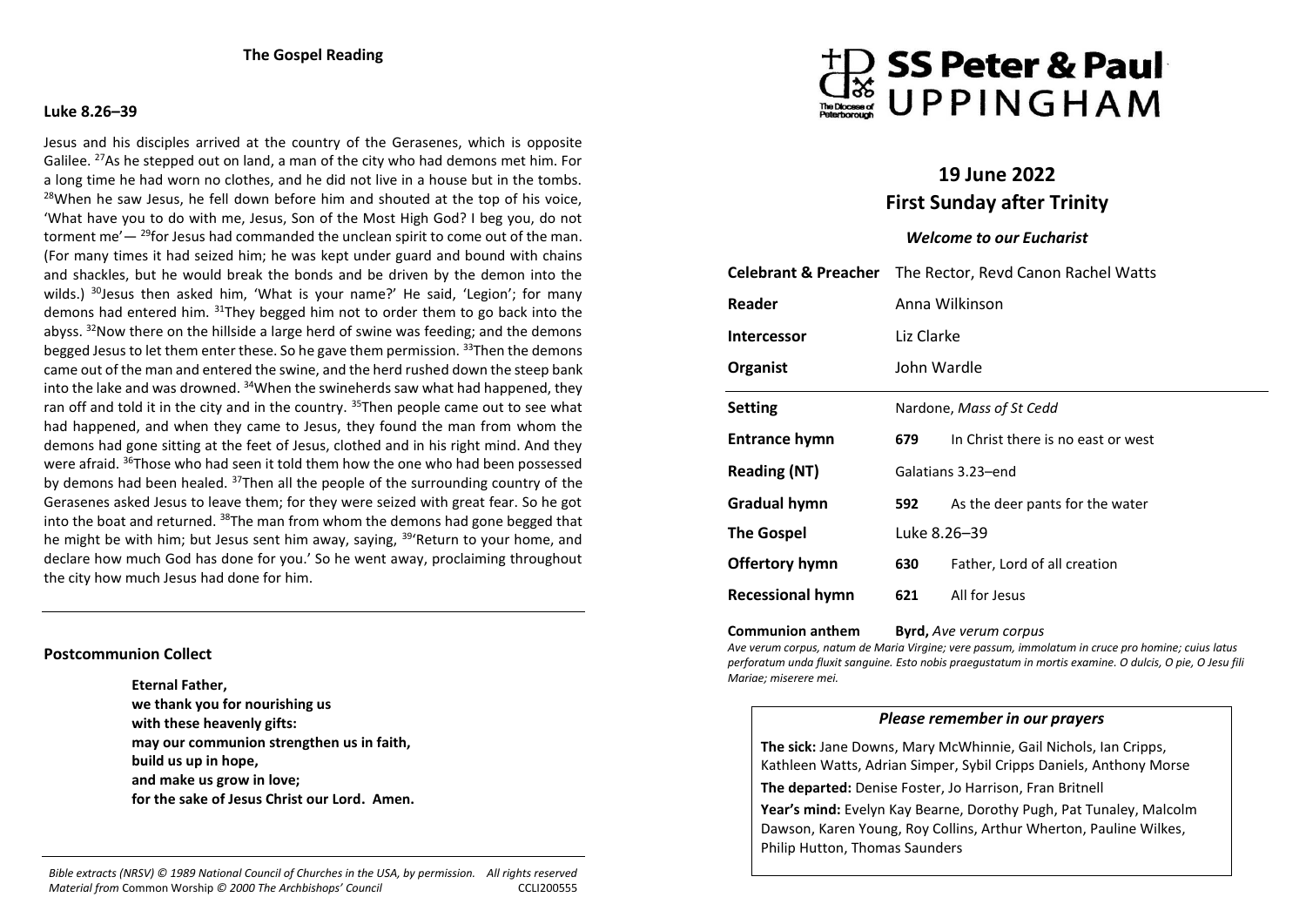## The Gospel Reading

**Luke 8.26–39**

Jesus and his disciples arrived at the country of the Gerasenes, which is opposite Galilee. [27]As he stepped out on land, a man of the city who had demons met him. For a long time he had worn no clothes, and he did not live in a house but in the tombs. [28]When he saw Jesus, he fell down before him and shouted at the top of his voice, 'What have you to do with me, Jesus, Son of the Most High God? I beg you, do not torment me'— [29]for Jesus had commanded the unclean spirit to come out of the man. (For many times it had seized him; he was kept under guard and bound with chains and shackles, but he would break the bonds and be driven by the demon into the wilds.) [30]Jesus then asked him, 'What is your name?' He said, 'Legion'; for many demons had entered him. [31]They begged him not to order them to go back into the abyss. [32]Now there on the hillside a large herd of swine was feeding; and the demons begged Jesus to let them enter these. So he gave them permission. [33]Then the demons came out of the man and entered the swine, and the herd rushed down the steep bank into the lake and was drowned. [34]When the swineherds saw what had happened, they ran off and told it in the city and in the country. [35]Then people came out to see what had happened, and when they came to Jesus, they found the man from whom the demons had gone sitting at the feet of Jesus, clothed and in his right mind. And they were afraid. [36]Those who had seen it told them how the one who had been possessed by demons had been healed. [37]Then all the people of the surrounding country of the Gerasenes asked Jesus to leave them; for they were seized with great fear. So he got into the boat and returned. [38]The man from whom the demons had gone begged that he might be with him; but Jesus sent him away, saying, [39]'Return to your home, and declare how much God has done for you.' So he went away, proclaiming throughout the city how much Jesus had done for him.

---

## Postcommunion Collect

**Eternal Father,**
**we thank you for nourishing us**
**with these heavenly gifts:**
**may our communion strengthen us in faith,**
**build us up in hope,**
**and make us grow in love;**
**for the sake of Jesus Christ our Lord. Amen.**

---

*Bible extracts (NRSV) © 1989 National Council of Churches in the USA, by permission. All rights reserved*
*Material from* Common Worship *© 2000 The Archbishops' Council* CCLI200555

# SS Peter & Paul UPPINGHAM

The Diocese of Peterborough

## 19 June 2022
## First Sunday after Trinity

### *Welcome to our Eucharist*

| | | |
|---|---|---|
| **Celebrant & Preacher** | The Rector, Revd Canon Rachel Watts | |
| **Reader** | Anna Wilkinson | |
| **Intercessor** | Liz Clarke | |
| **Organist** | John Wardle | |
| **Setting** | Nardone, *Mass of St Cedd* | |
| **Entrance hymn** | **679** | In Christ there is no east or west |
| **Reading (NT)** | Galatians 3.23–end | |
| **Gradual hymn** | **592** | As the deer pants for the water |
| **The Gospel** | Luke 8.26–39 | |
| **Offertory hymn** | **630** | Father, Lord of all creation |
| **Recessional hymn** | **621** | All for Jesus |

**Communion anthem** **Byrd,** *Ave verum corpus*

*Ave verum corpus, natum de Maria Virgine; vere passum, immolatum in cruce pro homine; cuius latus perforatum unda fluxit sanguine. Esto nobis praegustatum in mortis examine. O dulcis, O pie, O Jesu fili Mariae; miserere mei.*

### *Please remember in our prayers*

**The sick:** Jane Downs, Mary McWhinnie, Gail Nichols, Ian Cripps, Kathleen Watts, Adrian Simper, Sybil Cripps Daniels, Anthony Morse

**The departed:** Denise Foster, Jo Harrison, Fran Britnell

**Year's mind:** Evelyn Kay Bearne, Dorothy Pugh, Pat Tunaley, Malcolm Dawson, Karen Young, Roy Collins, Arthur Wherton, Pauline Wilkes, Philip Hutton, Thomas Saunders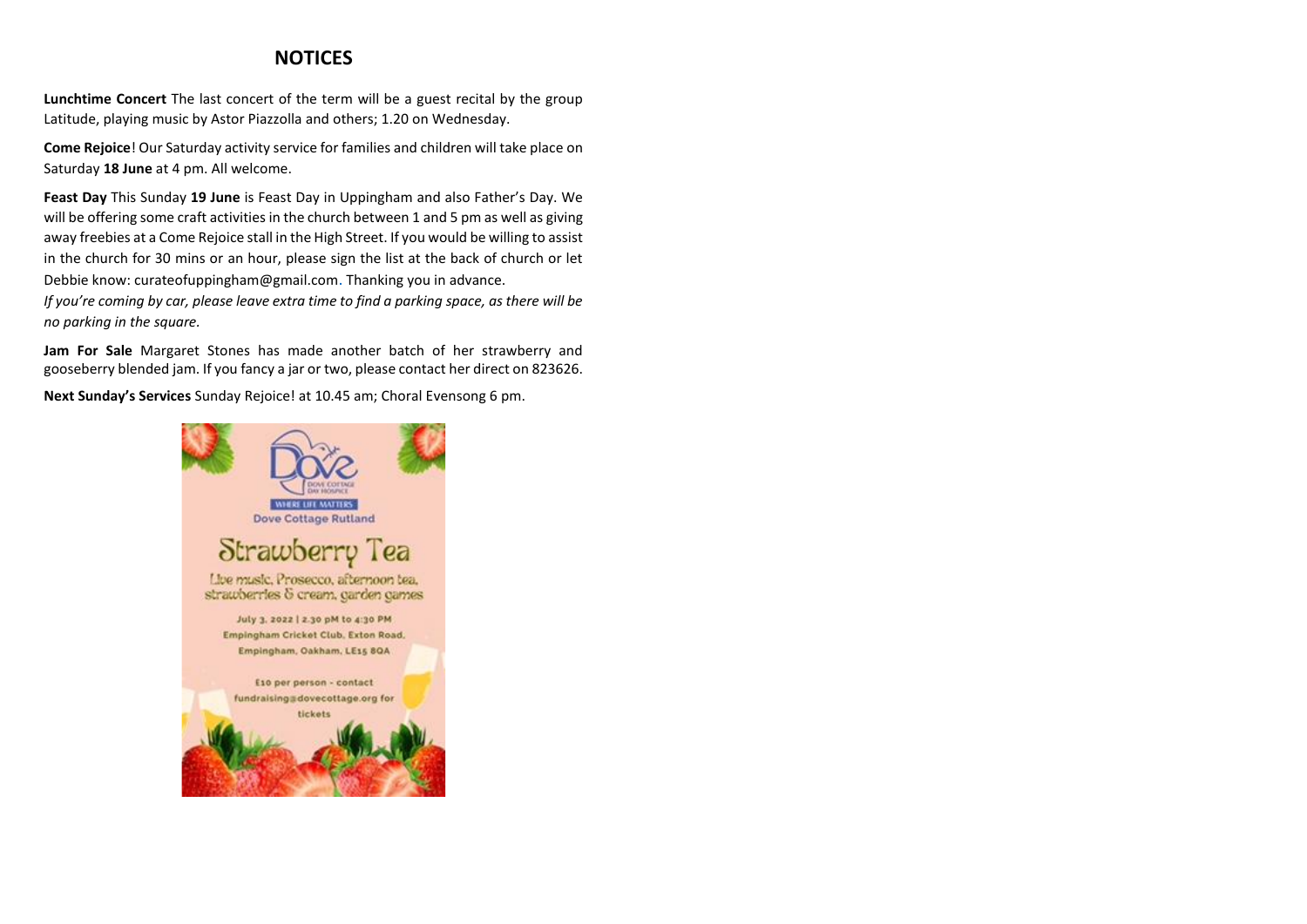# NOTICES

**Lunchtime Concert** The last concert of the term will be a guest recital by the group Latitude, playing music by Astor Piazzolla and others; 1.20 on Wednesday.

**Come Rejoice**! Our Saturday activity service for families and children will take place on Saturday **18 June** at 4 pm. All welcome.

**Feast Day** This Sunday **19 June** is Feast Day in Uppingham and also Father's Day. We will be offering some craft activities in the church between 1 and 5 pm as well as giving away freebies at a Come Rejoice stall in the High Street. If you would be willing to assist in the church for 30 mins or an hour, please sign the list at the back of church or let Debbie know: curateofuppingham@gmail.com. Thanking you in advance.

*If you're coming by car, please leave extra time to find a parking space, as there will be no parking in the square.*

**Jam For Sale** Margaret Stones has made another batch of her strawberry and gooseberry blended jam. If you fancy a jar or two, please contact her direct on 823626.

**Next Sunday's Services** Sunday Rejoice! at 10.45 am; Choral Evensong 6 pm.

Dove Cottage Day Hospice

WHERE LIFE MATTERS

Dove Cottage Rutland

## Strawberry Tea

Live music, Prosecco, afternoon tea, strawberries & cream, garden games

July 3, 2022 | 2.30 PM to 4:30 PM
Empingham Cricket Club, Exton Road, Empingham, Oakham, LE15 8QA

£10 per person - contact fundraising@dovecottage.org for tickets